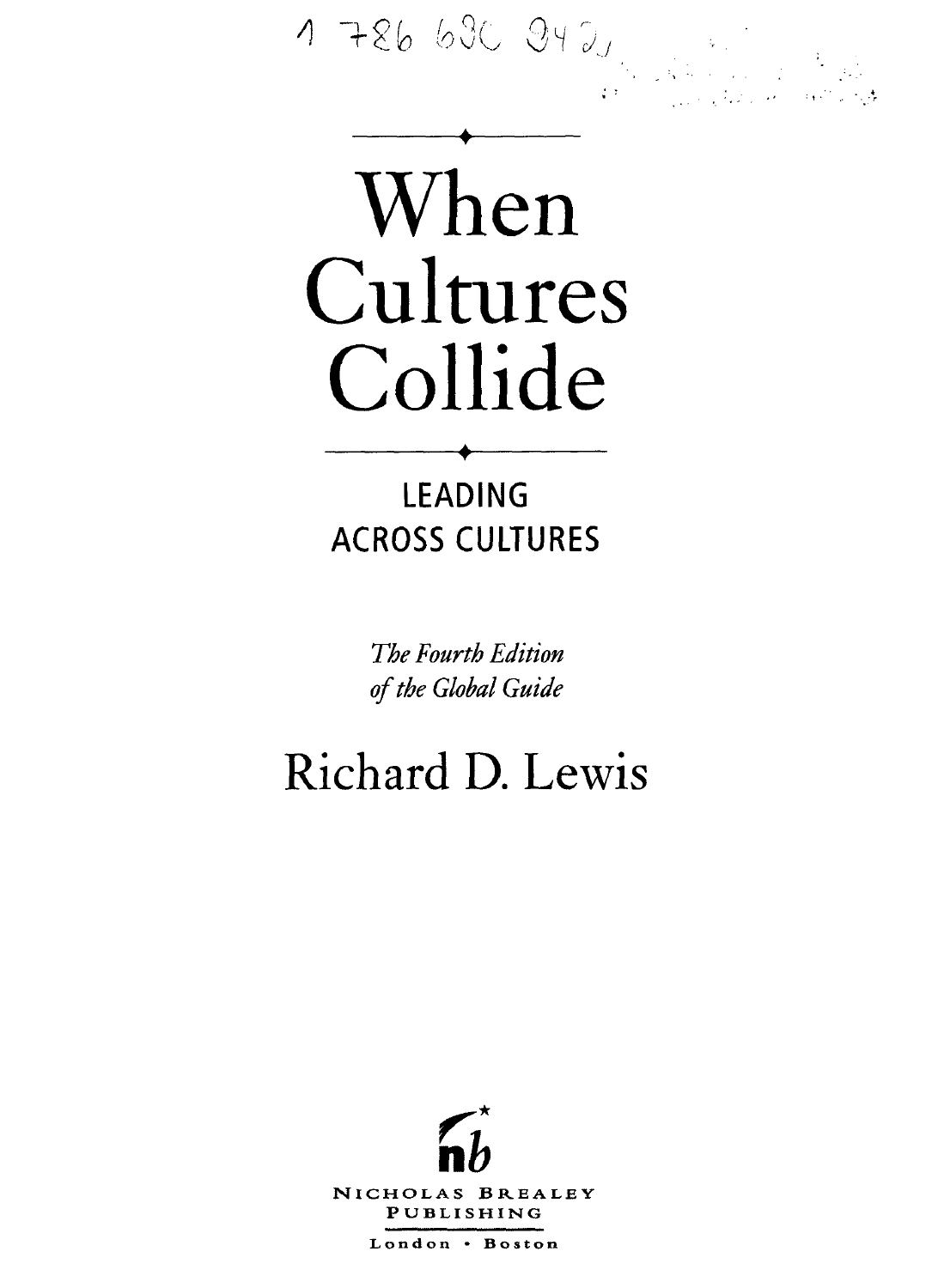1 786 630 942

# When Cultures Collide

## LEADING ACROSS CULTURES

*The Fourth Edition of the Global Guide*

Richard D. Lewis

NICHOLAS BREALEY PUBLISHING

London • Boston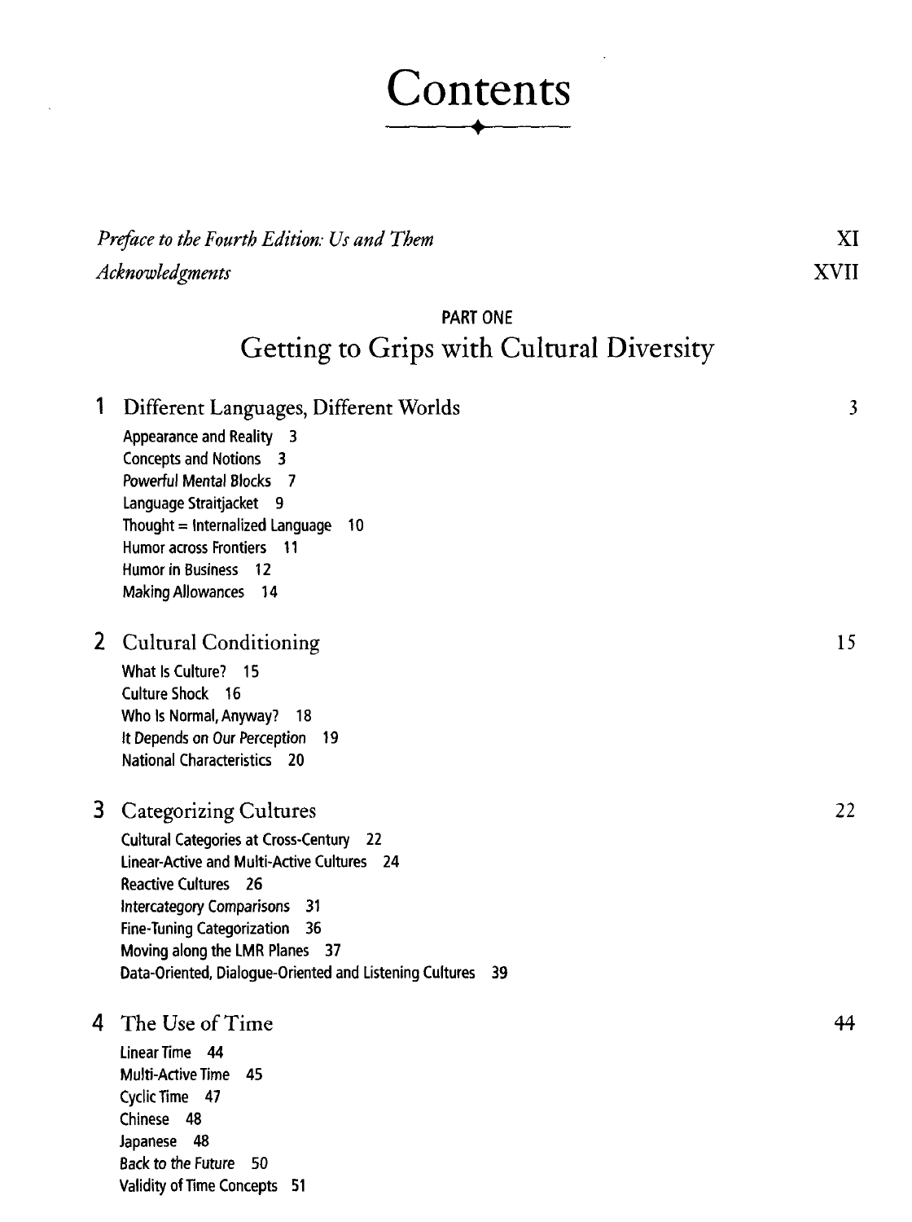# Contents

*Preface to the Fourth Edition: Us and Them* XI

*Acknowledgments* XVII

## PART ONE
## Getting to Grips with Cultural Diversity

### 1 Different Languages, Different Worlds 3

- Appearance and Reality 3
- Concepts and Notions 3
- Powerful Mental Blocks 7
- Language Straitjacket 9
- Thought = Internalized Language 10
- Humor across Frontiers 11
- Humor in Business 12
- Making Allowances 14

### 2 Cultural Conditioning 15

- What Is Culture? 15
- Culture Shock 16
- Who Is Normal, Anyway? 18
- It Depends on Our Perception 19
- National Characteristics 20

### 3 Categorizing Cultures 22

- Cultural Categories at Cross-Century 22
- Linear-Active and Multi-Active Cultures 24
- Reactive Cultures 26
- Intercategory Comparisons 31
- Fine-Tuning Categorization 36
- Moving along the LMR Planes 37
- Data-Oriented, Dialogue-Oriented and Listening Cultures 39

### 4 The Use of Time 44

- Linear Time 44
- Multi-Active Time 45
- Cyclic Time 47
- Chinese 48
- Japanese 48
- Back to the Future 50
- Validity of Time Concepts 51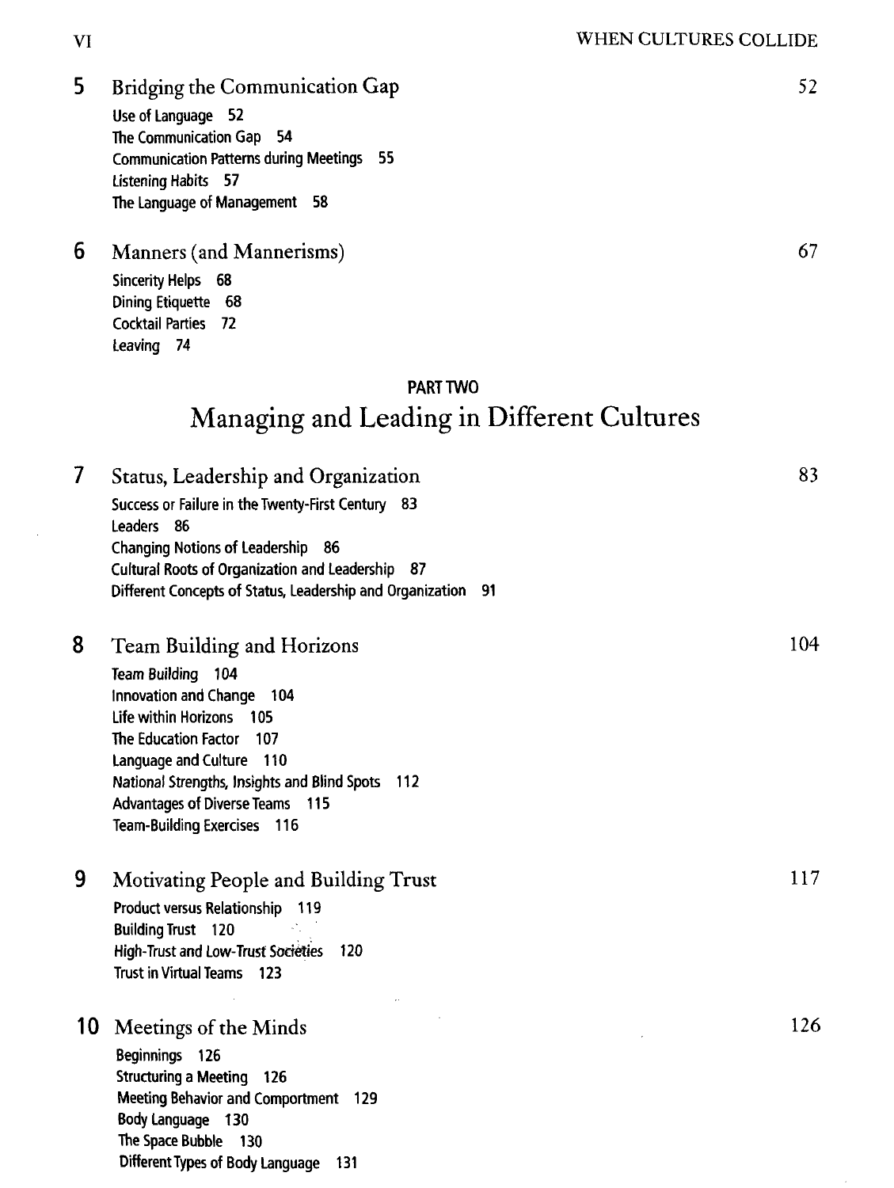## 5 Bridging the Communication Gap 52

- Use of Language 52
- The Communication Gap 54
- Communication Patterns during Meetings 55
- Listening Habits 57
- The Language of Management 58

## 6 Manners (and Mannerisms) 67

- Sincerity Helps 68
- Dining Etiquette 68
- Cocktail Parties 72
- Leaving 74

# PART TWO
# Managing and Leading in Different Cultures

## 7 Status, Leadership and Organization 83

- Success or Failure in the Twenty-First Century 83
- Leaders 86
- Changing Notions of Leadership 86
- Cultural Roots of Organization and Leadership 87
- Different Concepts of Status, Leadership and Organization 91

## 8 Team Building and Horizons 104

- Team Building 104
- Innovation and Change 104
- Life within Horizons 105
- The Education Factor 107
- Language and Culture 110
- National Strengths, Insights and Blind Spots 112
- Advantages of Diverse Teams 115
- Team-Building Exercises 116

## 9 Motivating People and Building Trust 117

- Product versus Relationship 119
- Building Trust 120
- High-Trust and Low-Trust Societies 120
- Trust in Virtual Teams 123

## 10 Meetings of the Minds 126

- Beginnings 126
- Structuring a Meeting 126
- Meeting Behavior and Comportment 129
- Body Language 130
- The Space Bubble 130
- Different Types of Body Language 131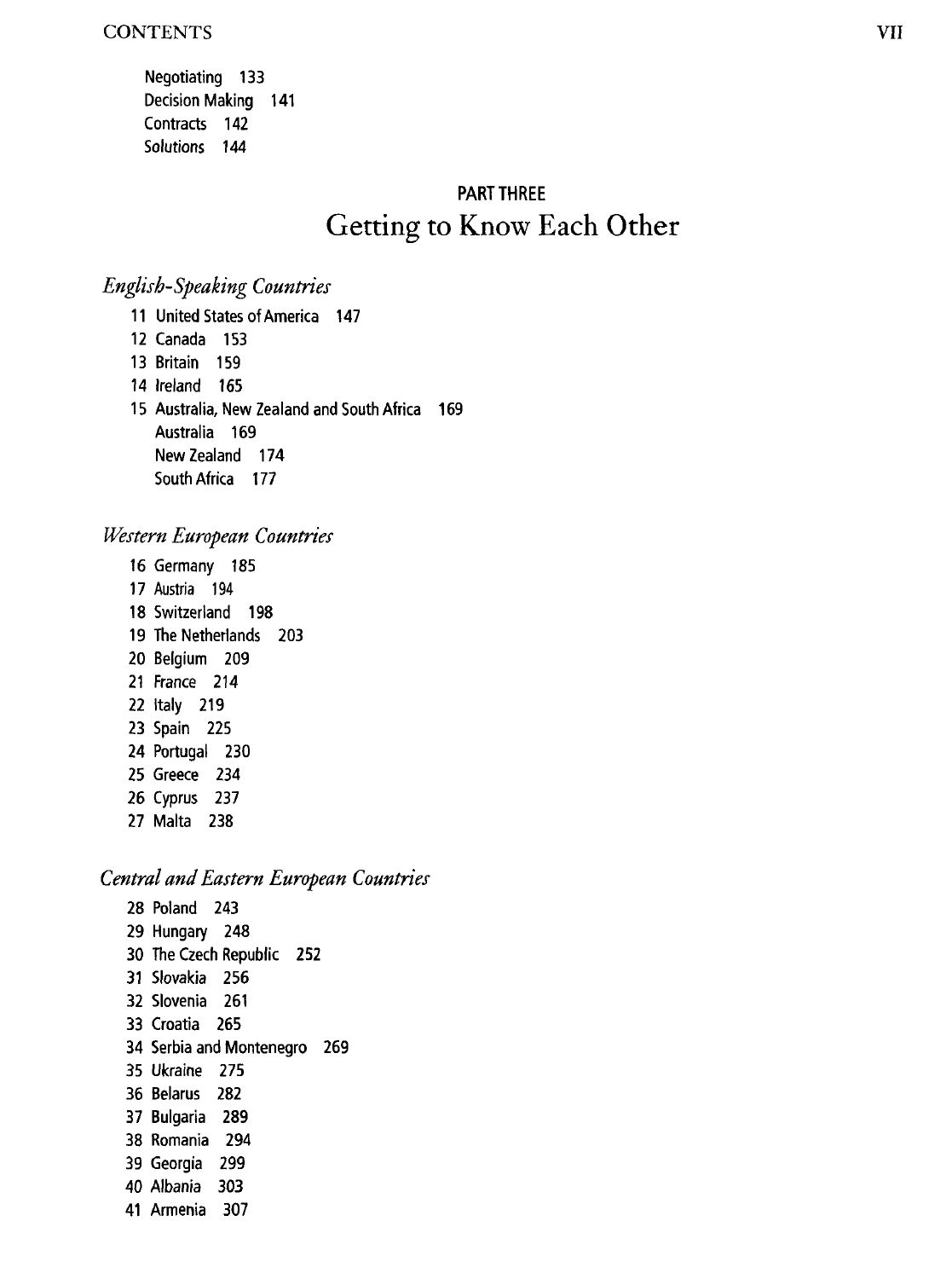Negotiating 133
Decision Making 141
Contracts 142
Solutions 144

## PART THREE
# Getting to Know Each Other

### *English-Speaking Countries*

11 United States of America 147
12 Canada 153
13 Britain 159
14 Ireland 165
15 Australia, New Zealand and South Africa 169
   Australia 169
   New Zealand 174
   South Africa 177

### *Western European Countries*

16 Germany 185
17 Austria 194
18 Switzerland 198
19 The Netherlands 203
20 Belgium 209
21 France 214
22 Italy 219
23 Spain 225
24 Portugal 230
25 Greece 234
26 Cyprus 237
27 Malta 238

### *Central and Eastern European Countries*

28 Poland 243
29 Hungary 248
30 The Czech Republic 252
31 Slovakia 256
32 Slovenia 261
33 Croatia 265
34 Serbia and Montenegro 269
35 Ukraine 275
36 Belarus 282
37 Bulgaria 289
38 Romania 294
39 Georgia 299
40 Albania 303
41 Armenia 307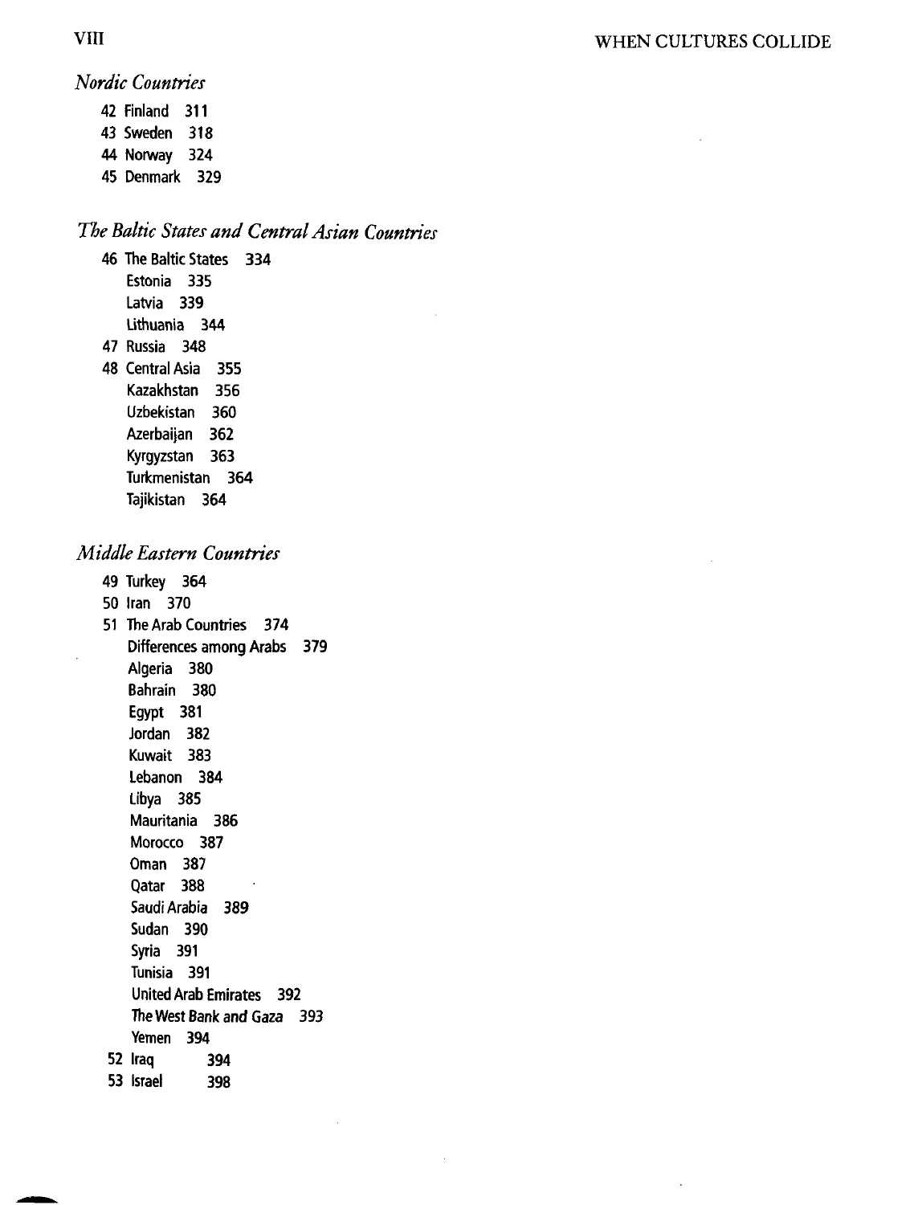*Nordic Countries*

42 Finland 311
43 Sweden 318
44 Norway 324
45 Denmark 329

*The Baltic States and Central Asian Countries*

46 The Baltic States 334
- Estonia 335
- Latvia 339
- Lithuania 344

47 Russia 348
48 Central Asia 355
- Kazakhstan 356
- Uzbekistan 360
- Azerbaijan 362
- Kyrgyzstan 363
- Turkmenistan 364
- Tajikistan 364

*Middle Eastern Countries*

49 Turkey 364
50 Iran 370
51 The Arab Countries 374
- Differences among Arabs 379
- Algeria 380
- Bahrain 380
- Egypt 381
- Jordan 382
- Kuwait 383
- Lebanon 384
- Libya 385
- Mauritania 386
- Morocco 387
- Oman 387
- Qatar 388
- Saudi Arabia 389
- Sudan 390
- Syria 391
- Tunisia 391
- United Arab Emirates 392
- The West Bank and Gaza 393
- Yemen 394

52 Iraq 394
53 Israel 398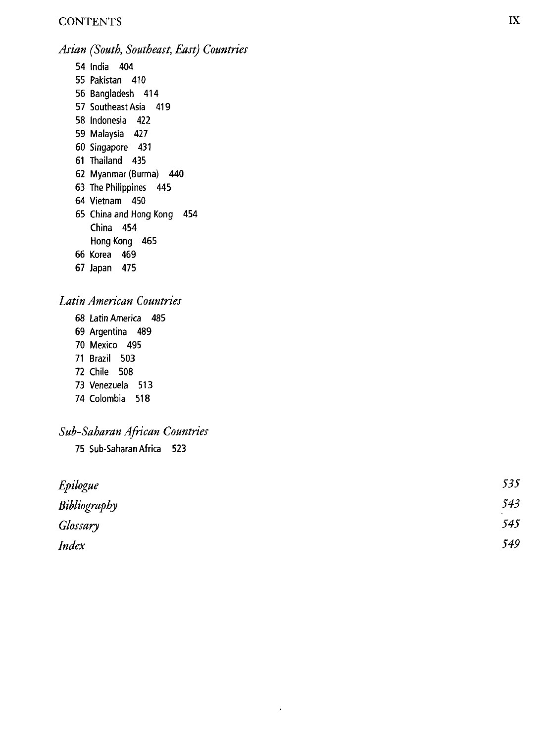*Asian (South, Southeast, East) Countries*

54 India 404
55 Pakistan 410
56 Bangladesh 414
57 Southeast Asia 419
58 Indonesia 422
59 Malaysia 427
60 Singapore 431
61 Thailand 435
62 Myanmar (Burma) 440
63 The Philippines 445
64 Vietnam 450
65 China and Hong Kong 454
  China 454
  Hong Kong 465
66 Korea 469
67 Japan 475

*Latin American Countries*

68 Latin America 485
69 Argentina 489
70 Mexico 495
71 Brazil 503
72 Chile 508
73 Venezuela 513
74 Colombia 518

*Sub-Saharan African Countries*

75 Sub-Saharan Africa 523

*Epilogue* 535

*Bibliography* 543

*Glossary* 545

*Index* 549